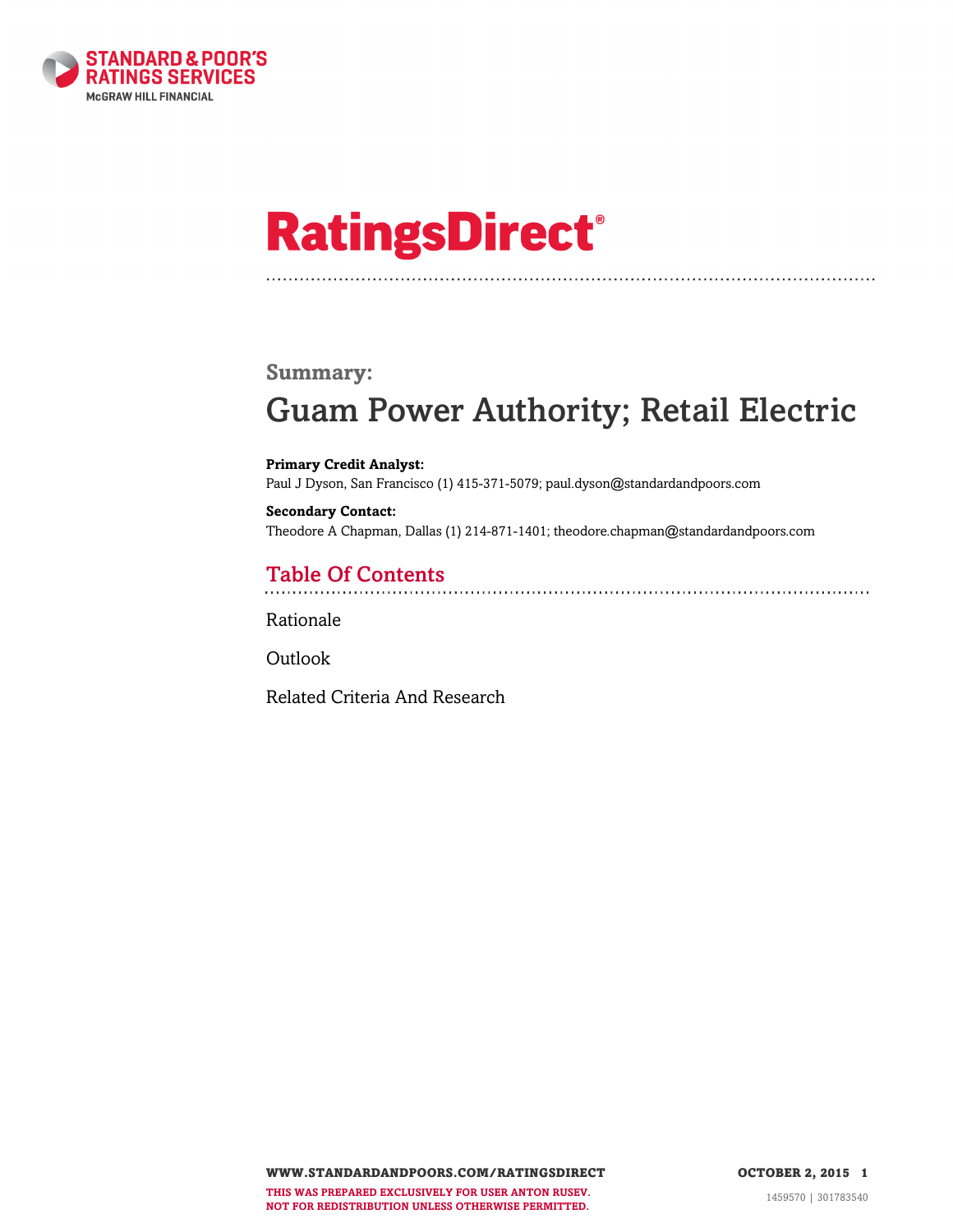# RatingsDirect®

## Summary:

# Guam Power Authority; Retail Electric

**Primary Credit Analyst:**
Paul J Dyson, San Francisco (1) 415-371-5079; paul.dyson@standardandpoors.com

**Secondary Contact:**
Theodore A Chapman, Dallas (1) 214-871-1401; theodore.chapman@standardandpoors.com

## Table Of Contents

Rationale

Outlook

Related Criteria And Research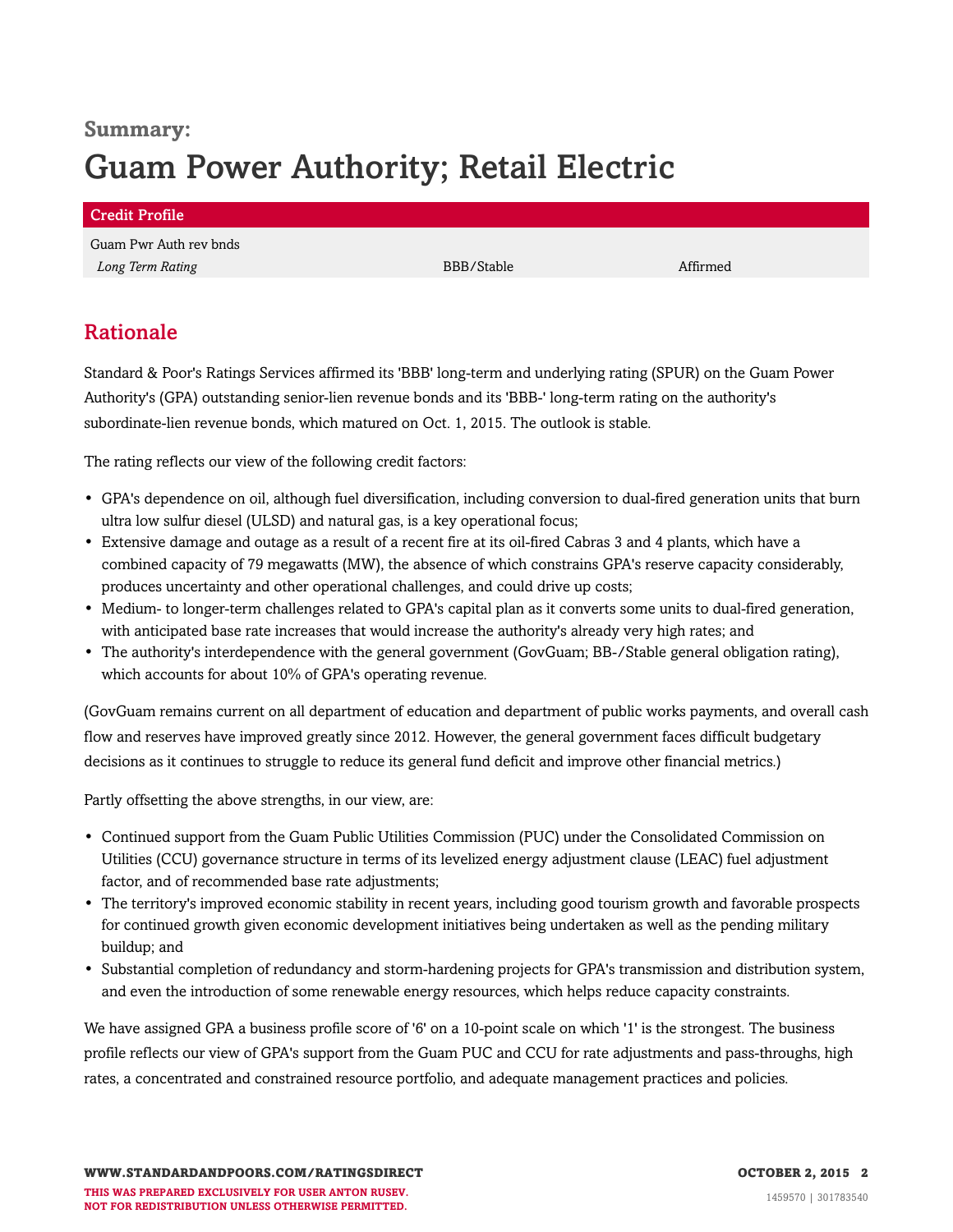# Summary:
# Guam Power Authority; Retail Electric

| Credit Profile | | |
|---|---|---|
| Guam Pwr Auth rev bnds | | |
| *Long Term Rating* | BBB/Stable | Affirmed |

## Rationale

Standard & Poor's Ratings Services affirmed its 'BBB' long-term and underlying rating (SPUR) on the Guam Power Authority's (GPA) outstanding senior-lien revenue bonds and its 'BBB-' long-term rating on the authority's subordinate-lien revenue bonds, which matured on Oct. 1, 2015. The outlook is stable.

The rating reflects our view of the following credit factors:

- GPA's dependence on oil, although fuel diversification, including conversion to dual-fired generation units that burn ultra low sulfur diesel (ULSD) and natural gas, is a key operational focus;
- Extensive damage and outage as a result of a recent fire at its oil-fired Cabras 3 and 4 plants, which have a combined capacity of 79 megawatts (MW), the absence of which constrains GPA's reserve capacity considerably, produces uncertainty and other operational challenges, and could drive up costs;
- Medium- to longer-term challenges related to GPA's capital plan as it converts some units to dual-fired generation, with anticipated base rate increases that would increase the authority's already very high rates; and
- The authority's interdependence with the general government (GovGuam; BB-/Stable general obligation rating), which accounts for about 10% of GPA's operating revenue.

(GovGuam remains current on all department of education and department of public works payments, and overall cash flow and reserves have improved greatly since 2012. However, the general government faces difficult budgetary decisions as it continues to struggle to reduce its general fund deficit and improve other financial metrics.)

Partly offsetting the above strengths, in our view, are:

- Continued support from the Guam Public Utilities Commission (PUC) under the Consolidated Commission on Utilities (CCU) governance structure in terms of its levelized energy adjustment clause (LEAC) fuel adjustment factor, and of recommended base rate adjustments;
- The territory's improved economic stability in recent years, including good tourism growth and favorable prospects for continued growth given economic development initiatives being undertaken as well as the pending military buildup; and
- Substantial completion of redundancy and storm-hardening projects for GPA's transmission and distribution system, and even the introduction of some renewable energy resources, which helps reduce capacity constraints.

We have assigned GPA a business profile score of '6' on a 10-point scale on which '1' is the strongest. The business profile reflects our view of GPA's support from the Guam PUC and CCU for rate adjustments and pass-throughs, high rates, a concentrated and constrained resource portfolio, and adequate management practices and policies.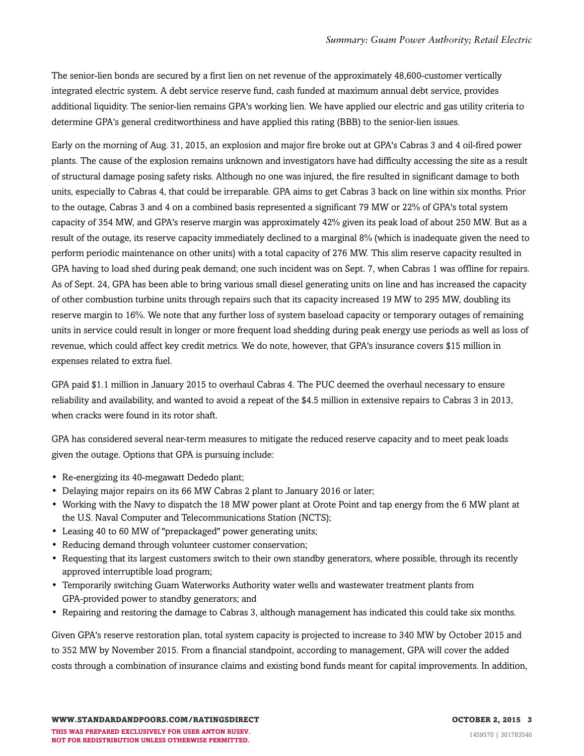The senior-lien bonds are secured by a first lien on net revenue of the approximately 48,600-customer vertically integrated electric system. A debt service reserve fund, cash funded at maximum annual debt service, provides additional liquidity. The senior-lien remains GPA's working lien. We have applied our electric and gas utility criteria to determine GPA's general creditworthiness and have applied this rating (BBB) to the senior-lien issues.

Early on the morning of Aug. 31, 2015, an explosion and major fire broke out at GPA's Cabras 3 and 4 oil-fired power plants. The cause of the explosion remains unknown and investigators have had difficulty accessing the site as a result of structural damage posing safety risks. Although no one was injured, the fire resulted in significant damage to both units, especially to Cabras 4, that could be irreparable. GPA aims to get Cabras 3 back on line within six months. Prior to the outage, Cabras 3 and 4 on a combined basis represented a significant 79 MW or 22% of GPA's total system capacity of 354 MW, and GPA's reserve margin was approximately 42% given its peak load of about 250 MW. But as a result of the outage, its reserve capacity immediately declined to a marginal 8% (which is inadequate given the need to perform periodic maintenance on other units) with a total capacity of 276 MW. This slim reserve capacity resulted in GPA having to load shed during peak demand; one such incident was on Sept. 7, when Cabras 1 was offline for repairs. As of Sept. 24, GPA has been able to bring various small diesel generating units on line and has increased the capacity of other combustion turbine units through repairs such that its capacity increased 19 MW to 295 MW, doubling its reserve margin to 16%. We note that any further loss of system baseload capacity or temporary outages of remaining units in service could result in longer or more frequent load shedding during peak energy use periods as well as loss of revenue, which could affect key credit metrics. We do note, however, that GPA's insurance covers $15 million in expenses related to extra fuel.

GPA paid $1.1 million in January 2015 to overhaul Cabras 4. The PUC deemed the overhaul necessary to ensure reliability and availability, and wanted to avoid a repeat of the $4.5 million in extensive repairs to Cabras 3 in 2013, when cracks were found in its rotor shaft.

GPA has considered several near-term measures to mitigate the reduced reserve capacity and to meet peak loads given the outage. Options that GPA is pursuing include:

- Re-energizing its 40-megawatt Dededo plant;
- Delaying major repairs on its 66 MW Cabras 2 plant to January 2016 or later;
- Working with the Navy to dispatch the 18 MW power plant at Orote Point and tap energy from the 6 MW plant at the U.S. Naval Computer and Telecommunications Station (NCTS);
- Leasing 40 to 60 MW of "prepackaged" power generating units;
- Reducing demand through volunteer customer conservation;
- Requesting that its largest customers switch to their own standby generators, where possible, through its recently approved interruptible load program;
- Temporarily switching Guam Waterworks Authority water wells and wastewater treatment plants from GPA-provided power to standby generators; and
- Repairing and restoring the damage to Cabras 3, although management has indicated this could take six months.

Given GPA's reserve restoration plan, total system capacity is projected to increase to 340 MW by October 2015 and to 352 MW by November 2015. From a financial standpoint, according to management, GPA will cover the added costs through a combination of insurance claims and existing bond funds meant for capital improvements. In addition,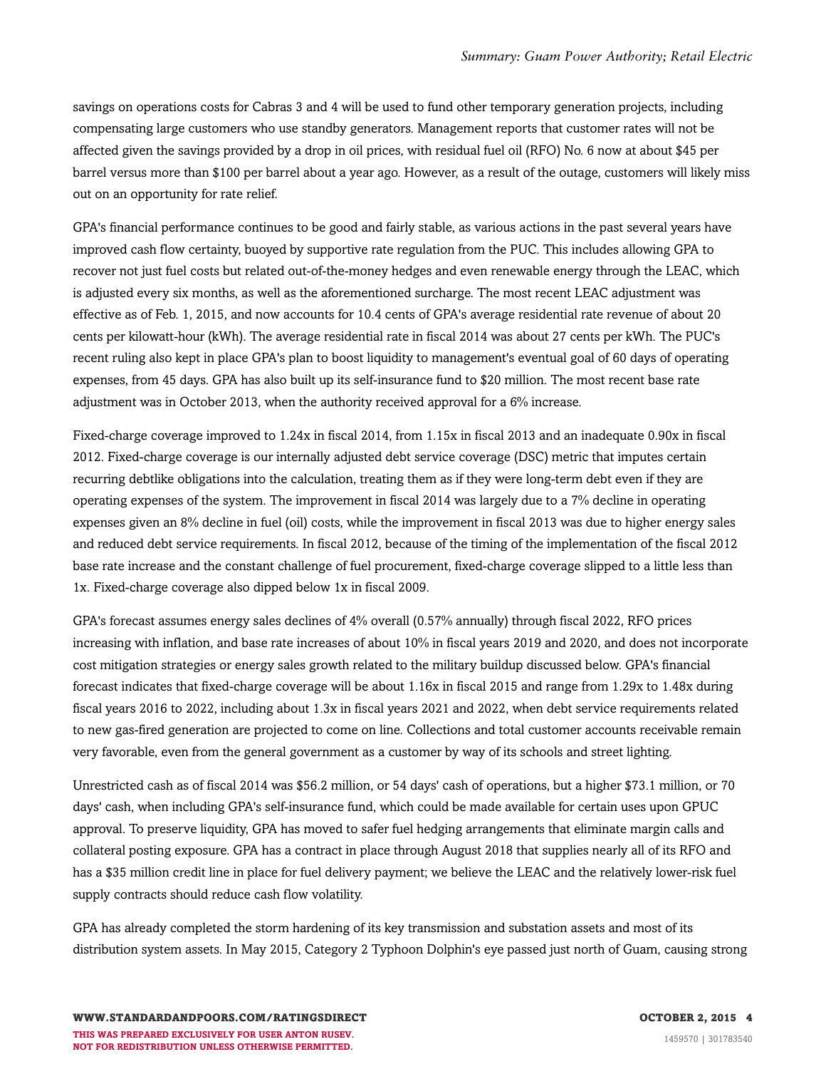savings on operations costs for Cabras 3 and 4 will be used to fund other temporary generation projects, including compensating large customers who use standby generators. Management reports that customer rates will not be affected given the savings provided by a drop in oil prices, with residual fuel oil (RFO) No. 6 now at about $45 per barrel versus more than $100 per barrel about a year ago. However, as a result of the outage, customers will likely miss out on an opportunity for rate relief.

GPA's financial performance continues to be good and fairly stable, as various actions in the past several years have improved cash flow certainty, buoyed by supportive rate regulation from the PUC. This includes allowing GPA to recover not just fuel costs but related out-of-the-money hedges and even renewable energy through the LEAC, which is adjusted every six months, as well as the aforementioned surcharge. The most recent LEAC adjustment was effective as of Feb. 1, 2015, and now accounts for 10.4 cents of GPA's average residential rate revenue of about 20 cents per kilowatt-hour (kWh). The average residential rate in fiscal 2014 was about 27 cents per kWh. The PUC's recent ruling also kept in place GPA's plan to boost liquidity to management's eventual goal of 60 days of operating expenses, from 45 days. GPA has also built up its self-insurance fund to $20 million. The most recent base rate adjustment was in October 2013, when the authority received approval for a 6% increase.

Fixed-charge coverage improved to 1.24x in fiscal 2014, from 1.15x in fiscal 2013 and an inadequate 0.90x in fiscal 2012. Fixed-charge coverage is our internally adjusted debt service coverage (DSC) metric that imputes certain recurring debtlike obligations into the calculation, treating them as if they were long-term debt even if they are operating expenses of the system. The improvement in fiscal 2014 was largely due to a 7% decline in operating expenses given an 8% decline in fuel (oil) costs, while the improvement in fiscal 2013 was due to higher energy sales and reduced debt service requirements. In fiscal 2012, because of the timing of the implementation of the fiscal 2012 base rate increase and the constant challenge of fuel procurement, fixed-charge coverage slipped to a little less than 1x. Fixed-charge coverage also dipped below 1x in fiscal 2009.

GPA's forecast assumes energy sales declines of 4% overall (0.57% annually) through fiscal 2022, RFO prices increasing with inflation, and base rate increases of about 10% in fiscal years 2019 and 2020, and does not incorporate cost mitigation strategies or energy sales growth related to the military buildup discussed below. GPA's financial forecast indicates that fixed-charge coverage will be about 1.16x in fiscal 2015 and range from 1.29x to 1.48x during fiscal years 2016 to 2022, including about 1.3x in fiscal years 2021 and 2022, when debt service requirements related to new gas-fired generation are projected to come on line. Collections and total customer accounts receivable remain very favorable, even from the general government as a customer by way of its schools and street lighting.

Unrestricted cash as of fiscal 2014 was $56.2 million, or 54 days' cash of operations, but a higher $73.1 million, or 70 days' cash, when including GPA's self-insurance fund, which could be made available for certain uses upon GPUC approval. To preserve liquidity, GPA has moved to safer fuel hedging arrangements that eliminate margin calls and collateral posting exposure. GPA has a contract in place through August 2018 that supplies nearly all of its RFO and has a $35 million credit line in place for fuel delivery payment; we believe the LEAC and the relatively lower-risk fuel supply contracts should reduce cash flow volatility.

GPA has already completed the storm hardening of its key transmission and substation assets and most of its distribution system assets. In May 2015, Category 2 Typhoon Dolphin's eye passed just north of Guam, causing strong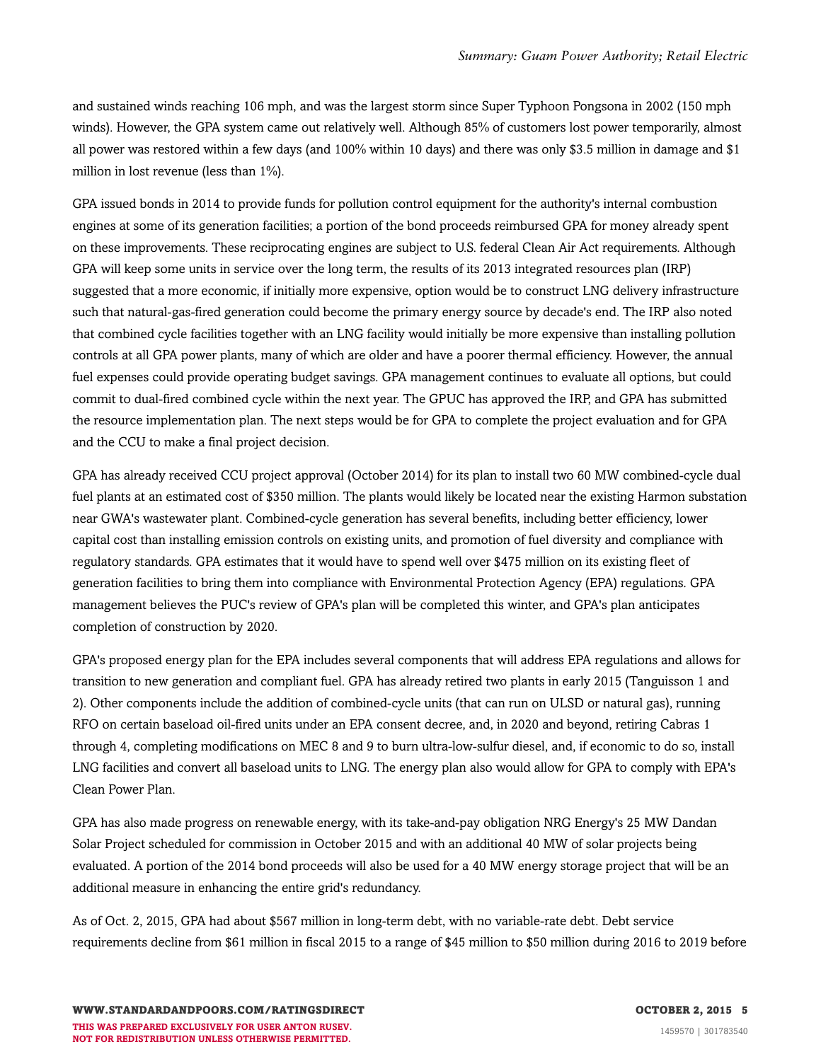and sustained winds reaching 106 mph, and was the largest storm since Super Typhoon Pongsona in 2002 (150 mph winds). However, the GPA system came out relatively well. Although 85% of customers lost power temporarily, almost all power was restored within a few days (and 100% within 10 days) and there was only $3.5 million in damage and $1 million in lost revenue (less than 1%).

GPA issued bonds in 2014 to provide funds for pollution control equipment for the authority's internal combustion engines at some of its generation facilities; a portion of the bond proceeds reimbursed GPA for money already spent on these improvements. These reciprocating engines are subject to U.S. federal Clean Air Act requirements. Although GPA will keep some units in service over the long term, the results of its 2013 integrated resources plan (IRP) suggested that a more economic, if initially more expensive, option would be to construct LNG delivery infrastructure such that natural-gas-fired generation could become the primary energy source by decade's end. The IRP also noted that combined cycle facilities together with an LNG facility would initially be more expensive than installing pollution controls at all GPA power plants, many of which are older and have a poorer thermal efficiency. However, the annual fuel expenses could provide operating budget savings. GPA management continues to evaluate all options, but could commit to dual-fired combined cycle within the next year. The GPUC has approved the IRP, and GPA has submitted the resource implementation plan. The next steps would be for GPA to complete the project evaluation and for GPA and the CCU to make a final project decision.

GPA has already received CCU project approval (October 2014) for its plan to install two 60 MW combined-cycle dual fuel plants at an estimated cost of $350 million. The plants would likely be located near the existing Harmon substation near GWA's wastewater plant. Combined-cycle generation has several benefits, including better efficiency, lower capital cost than installing emission controls on existing units, and promotion of fuel diversity and compliance with regulatory standards. GPA estimates that it would have to spend well over $475 million on its existing fleet of generation facilities to bring them into compliance with Environmental Protection Agency (EPA) regulations. GPA management believes the PUC's review of GPA's plan will be completed this winter, and GPA's plan anticipates completion of construction by 2020.

GPA's proposed energy plan for the EPA includes several components that will address EPA regulations and allows for transition to new generation and compliant fuel. GPA has already retired two plants in early 2015 (Tanguisson 1 and 2). Other components include the addition of combined-cycle units (that can run on ULSD or natural gas), running RFO on certain baseload oil-fired units under an EPA consent decree, and, in 2020 and beyond, retiring Cabras 1 through 4, completing modifications on MEC 8 and 9 to burn ultra-low-sulfur diesel, and, if economic to do so, install LNG facilities and convert all baseload units to LNG. The energy plan also would allow for GPA to comply with EPA's Clean Power Plan.

GPA has also made progress on renewable energy, with its take-and-pay obligation NRG Energy's 25 MW Dandan Solar Project scheduled for commission in October 2015 and with an additional 40 MW of solar projects being evaluated. A portion of the 2014 bond proceeds will also be used for a 40 MW energy storage project that will be an additional measure in enhancing the entire grid's redundancy.

As of Oct. 2, 2015, GPA had about $567 million in long-term debt, with no variable-rate debt. Debt service requirements decline from $61 million in fiscal 2015 to a range of $45 million to $50 million during 2016 to 2019 before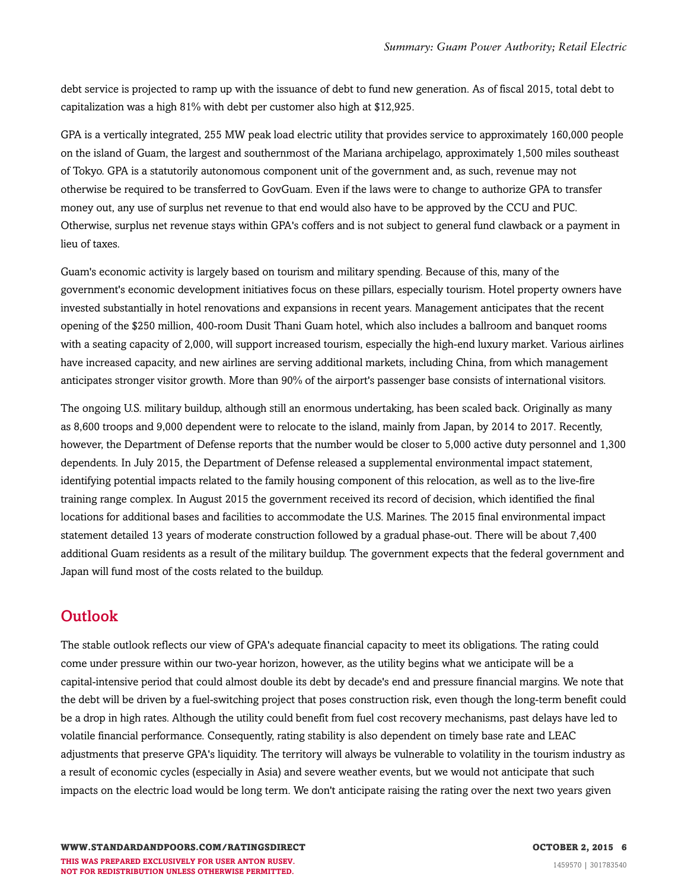debt service is projected to ramp up with the issuance of debt to fund new generation. As of fiscal 2015, total debt to capitalization was a high 81% with debt per customer also high at $12,925.

GPA is a vertically integrated, 255 MW peak load electric utility that provides service to approximately 160,000 people on the island of Guam, the largest and southernmost of the Mariana archipelago, approximately 1,500 miles southeast of Tokyo. GPA is a statutorily autonomous component unit of the government and, as such, revenue may not otherwise be required to be transferred to GovGuam. Even if the laws were to change to authorize GPA to transfer money out, any use of surplus net revenue to that end would also have to be approved by the CCU and PUC. Otherwise, surplus net revenue stays within GPA's coffers and is not subject to general fund clawback or a payment in lieu of taxes.

Guam's economic activity is largely based on tourism and military spending. Because of this, many of the government's economic development initiatives focus on these pillars, especially tourism. Hotel property owners have invested substantially in hotel renovations and expansions in recent years. Management anticipates that the recent opening of the $250 million, 400-room Dusit Thani Guam hotel, which also includes a ballroom and banquet rooms with a seating capacity of 2,000, will support increased tourism, especially the high-end luxury market. Various airlines have increased capacity, and new airlines are serving additional markets, including China, from which management anticipates stronger visitor growth. More than 90% of the airport's passenger base consists of international visitors.

The ongoing U.S. military buildup, although still an enormous undertaking, has been scaled back. Originally as many as 8,600 troops and 9,000 dependent were to relocate to the island, mainly from Japan, by 2014 to 2017. Recently, however, the Department of Defense reports that the number would be closer to 5,000 active duty personnel and 1,300 dependents. In July 2015, the Department of Defense released a supplemental environmental impact statement, identifying potential impacts related to the family housing component of this relocation, as well as to the live-fire training range complex. In August 2015 the government received its record of decision, which identified the final locations for additional bases and facilities to accommodate the U.S. Marines. The 2015 final environmental impact statement detailed 13 years of moderate construction followed by a gradual phase-out. There will be about 7,400 additional Guam residents as a result of the military buildup. The government expects that the federal government and Japan will fund most of the costs related to the buildup.

## Outlook

The stable outlook reflects our view of GPA's adequate financial capacity to meet its obligations. The rating could come under pressure within our two-year horizon, however, as the utility begins what we anticipate will be a capital-intensive period that could almost double its debt by decade's end and pressure financial margins. We note that the debt will be driven by a fuel-switching project that poses construction risk, even though the long-term benefit could be a drop in high rates. Although the utility could benefit from fuel cost recovery mechanisms, past delays have led to volatile financial performance. Consequently, rating stability is also dependent on timely base rate and LEAC adjustments that preserve GPA's liquidity. The territory will always be vulnerable to volatility in the tourism industry as a result of economic cycles (especially in Asia) and severe weather events, but we would not anticipate that such impacts on the electric load would be long term. We don't anticipate raising the rating over the next two years given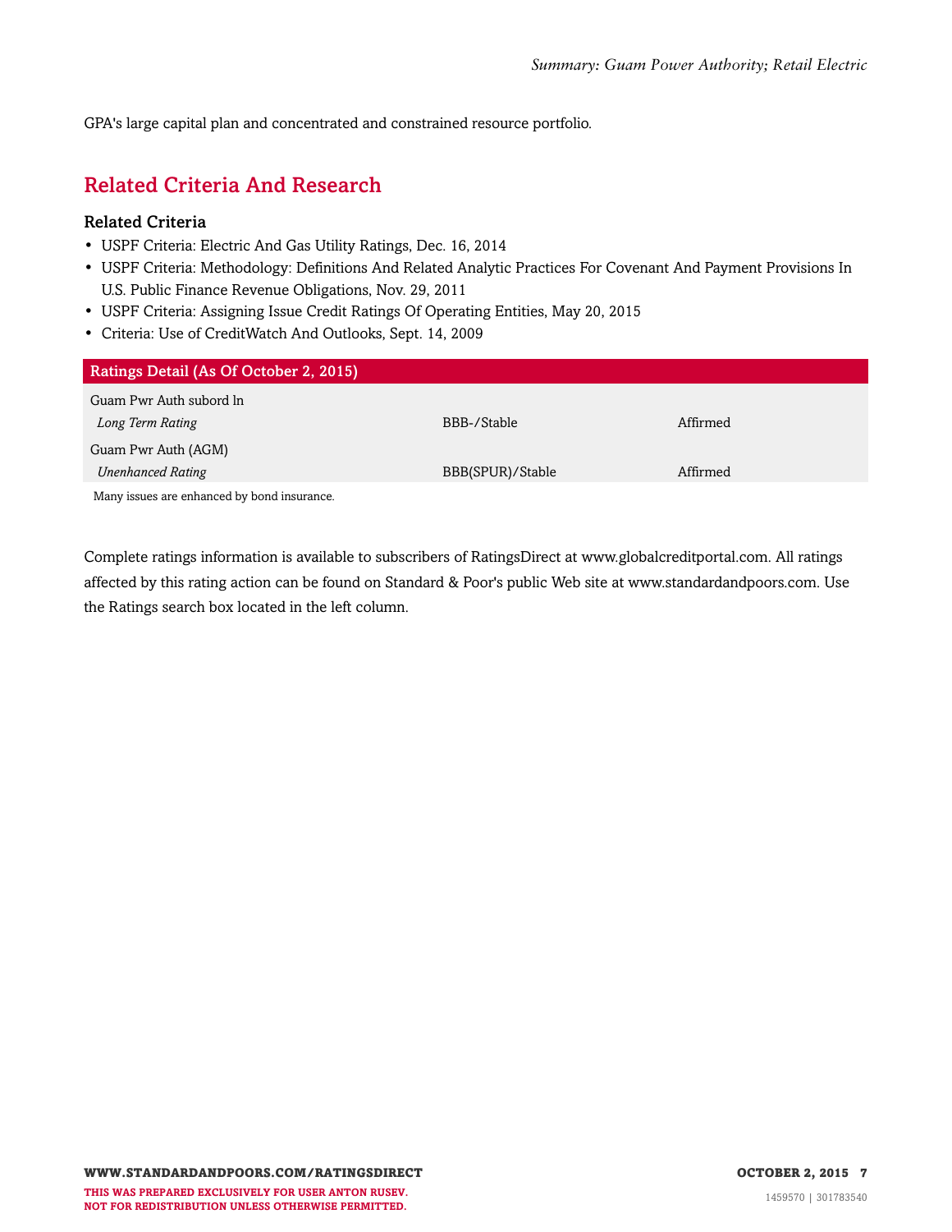GPA's large capital plan and concentrated and constrained resource portfolio.

## Related Criteria And Research

### Related Criteria

- USPF Criteria: Electric And Gas Utility Ratings, Dec. 16, 2014
- USPF Criteria: Methodology: Definitions And Related Analytic Practices For Covenant And Payment Provisions In U.S. Public Finance Revenue Obligations, Nov. 29, 2011
- USPF Criteria: Assigning Issue Credit Ratings Of Operating Entities, May 20, 2015
- Criteria: Use of CreditWatch And Outlooks, Sept. 14, 2009

| Ratings Detail (As Of October 2, 2015) | | |
|---|---|---|
| Guam Pwr Auth subord ln | | |
| *Long Term Rating* | BBB-/Stable | Affirmed |
| Guam Pwr Auth (AGM) | | |
| *Unenhanced Rating* | BBB(SPUR)/Stable | Affirmed |

Many issues are enhanced by bond insurance.

Complete ratings information is available to subscribers of RatingsDirect at www.globalcreditportal.com. All ratings affected by this rating action can be found on Standard & Poor's public Web site at www.standardandpoors.com. Use the Ratings search box located in the left column.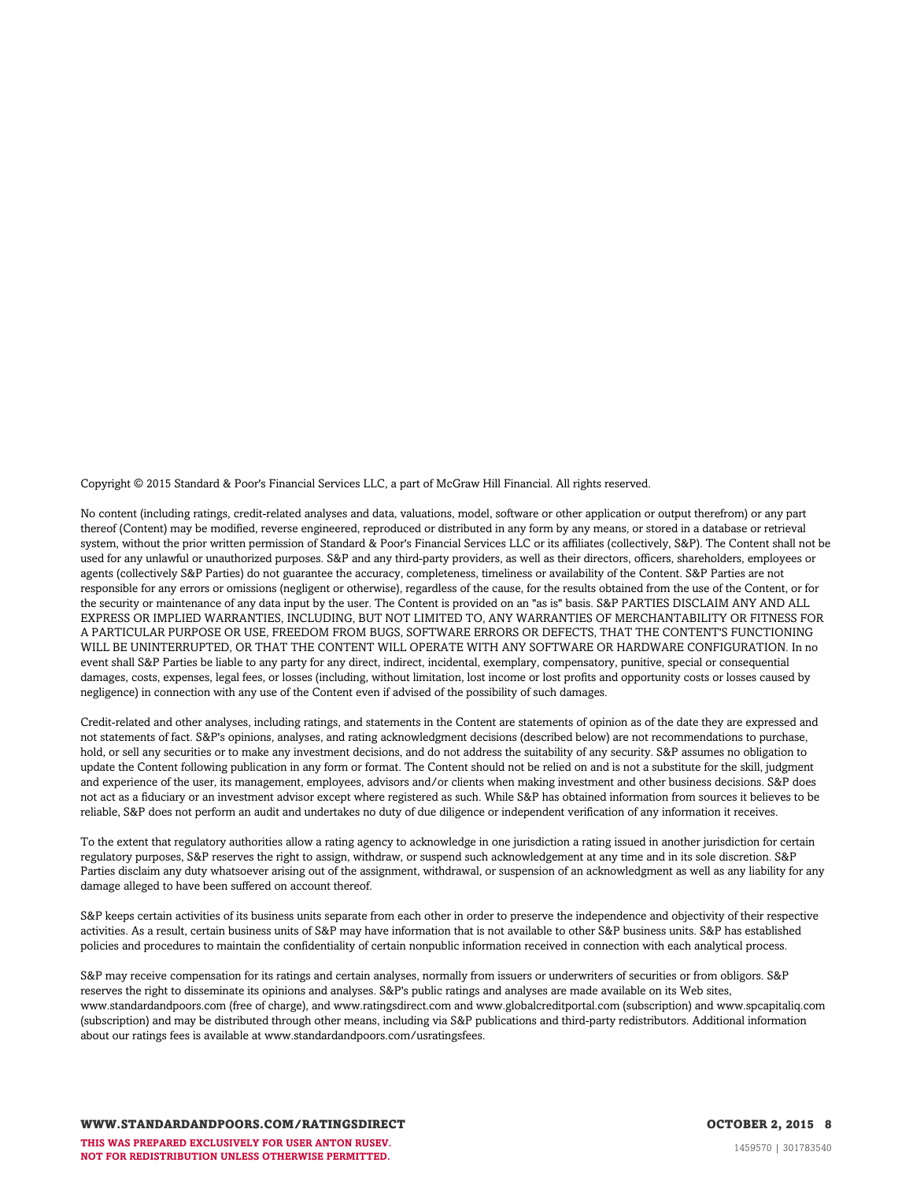Copyright © 2015 Standard & Poor's Financial Services LLC, a part of McGraw Hill Financial. All rights reserved.

No content (including ratings, credit-related analyses and data, valuations, model, software or other application or output therefrom) or any part thereof (Content) may be modified, reverse engineered, reproduced or distributed in any form by any means, or stored in a database or retrieval system, without the prior written permission of Standard & Poor's Financial Services LLC or its affiliates (collectively, S&P). The Content shall not be used for any unlawful or unauthorized purposes. S&P and any third-party providers, as well as their directors, officers, shareholders, employees or agents (collectively S&P Parties) do not guarantee the accuracy, completeness, timeliness or availability of the Content. S&P Parties are not responsible for any errors or omissions (negligent or otherwise), regardless of the cause, for the results obtained from the use of the Content, or for the security or maintenance of any data input by the user. The Content is provided on an "as is" basis. S&P PARTIES DISCLAIM ANY AND ALL EXPRESS OR IMPLIED WARRANTIES, INCLUDING, BUT NOT LIMITED TO, ANY WARRANTIES OF MERCHANTABILITY OR FITNESS FOR A PARTICULAR PURPOSE OR USE, FREEDOM FROM BUGS, SOFTWARE ERRORS OR DEFECTS, THAT THE CONTENT'S FUNCTIONING WILL BE UNINTERRUPTED, OR THAT THE CONTENT WILL OPERATE WITH ANY SOFTWARE OR HARDWARE CONFIGURATION. In no event shall S&P Parties be liable to any party for any direct, indirect, incidental, exemplary, compensatory, punitive, special or consequential damages, costs, expenses, legal fees, or losses (including, without limitation, lost income or lost profits and opportunity costs or losses caused by negligence) in connection with any use of the Content even if advised of the possibility of such damages.

Credit-related and other analyses, including ratings, and statements in the Content are statements of opinion as of the date they are expressed and not statements of fact. S&P's opinions, analyses, and rating acknowledgment decisions (described below) are not recommendations to purchase, hold, or sell any securities or to make any investment decisions, and do not address the suitability of any security. S&P assumes no obligation to update the Content following publication in any form or format. The Content should not be relied on and is not a substitute for the skill, judgment and experience of the user, its management, employees, advisors and/or clients when making investment and other business decisions. S&P does not act as a fiduciary or an investment advisor except where registered as such. While S&P has obtained information from sources it believes to be reliable, S&P does not perform an audit and undertakes no duty of due diligence or independent verification of any information it receives.

To the extent that regulatory authorities allow a rating agency to acknowledge in one jurisdiction a rating issued in another jurisdiction for certain regulatory purposes, S&P reserves the right to assign, withdraw, or suspend such acknowledgement at any time and in its sole discretion. S&P Parties disclaim any duty whatsoever arising out of the assignment, withdrawal, or suspension of an acknowledgment as well as any liability for any damage alleged to have been suffered on account thereof.

S&P keeps certain activities of its business units separate from each other in order to preserve the independence and objectivity of their respective activities. As a result, certain business units of S&P may have information that is not available to other S&P business units. S&P has established policies and procedures to maintain the confidentiality of certain nonpublic information received in connection with each analytical process.

S&P may receive compensation for its ratings and certain analyses, normally from issuers or underwriters of securities or from obligors. S&P reserves the right to disseminate its opinions and analyses. S&P's public ratings and analyses are made available on its Web sites, www.standardandpoors.com (free of charge), and www.ratingsdirect.com and www.globalcreditportal.com (subscription) and www.spcapitaliq.com (subscription) and may be distributed through other means, including via S&P publications and third-party redistributors. Additional information about our ratings fees is available at www.standardandpoors.com/usratingsfees.